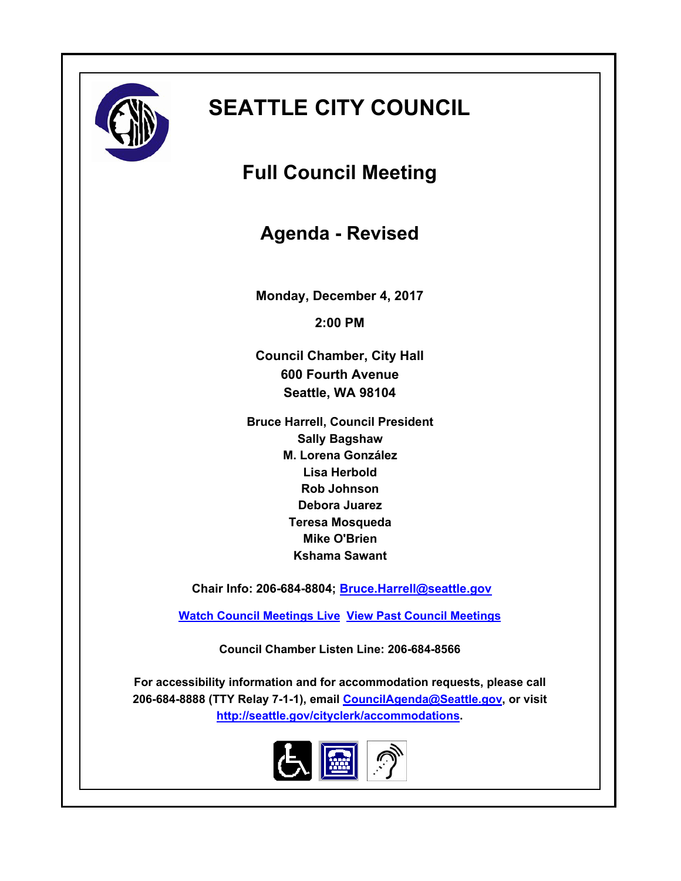# SEATTLE CITY COUNCIL

## Full Council Meeting

## Agenda - Revised

**Monday, December 4, 2017**

**2:00 PM**

**Council Chamber, City Hall**
**600 Fourth Avenue**
**Seattle, WA 98104**

**Bruce Harrell, Council President**
**Sally Bagshaw**
**M. Lorena González**
**Lisa Herbold**
**Rob Johnson**
**Debora Juarez**
**Teresa Mosqueda**
**Mike O'Brien**
**Kshama Sawant**

**Chair Info: 206-684-8804; Bruce.Harrell@seattle.gov**

**Watch Council Meetings Live  View Past Council Meetings**

**Council Chamber Listen Line: 206-684-8566**

**For accessibility information and for accommodation requests, please call 206-684-8888 (TTY Relay 7-1-1), email CouncilAgenda@Seattle.gov, or visit http://seattle.gov/cityclerk/accommodations.**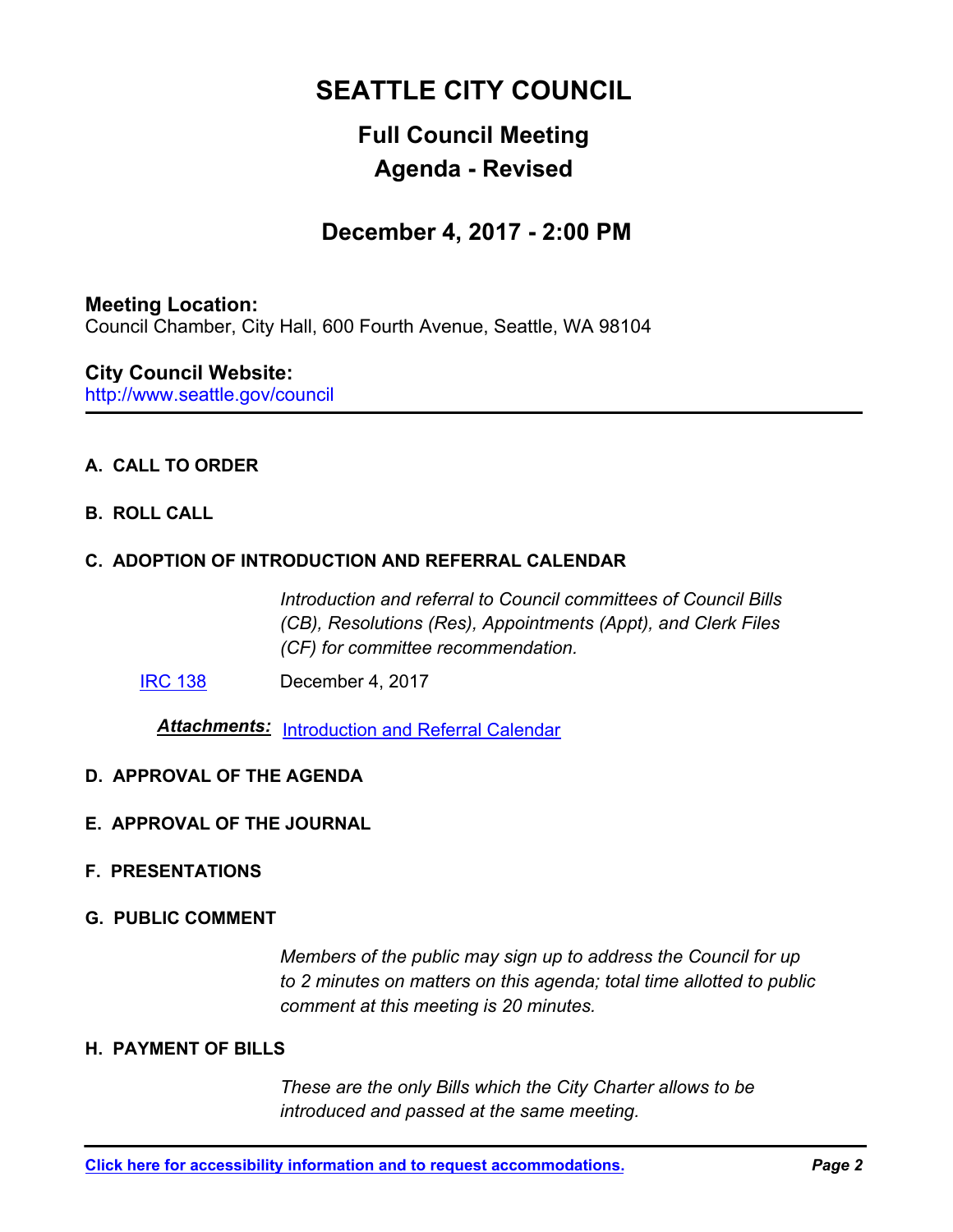# SEATTLE CITY COUNCIL

## Full Council Meeting

## Agenda - Revised

## December 4, 2017 - 2:00 PM

**Meeting Location:**
Council Chamber, City Hall, 600 Fourth Avenue, Seattle, WA 98104

**City Council Website:**
http://www.seattle.gov/council

---

**A. CALL TO ORDER**

**B. ROLL CALL**

**C. ADOPTION OF INTRODUCTION AND REFERRAL CALENDAR**

*Introduction and referral to Council committees of Council Bills (CB), Resolutions (Res), Appointments (Appt), and Clerk Files (CF) for committee recommendation.*

IRC 138 December 4, 2017

***Attachments:*** Introduction and Referral Calendar

**D. APPROVAL OF THE AGENDA**

**E. APPROVAL OF THE JOURNAL**

**F. PRESENTATIONS**

**G. PUBLIC COMMENT**

*Members of the public may sign up to address the Council for up to 2 minutes on matters on this agenda; total time allotted to public comment at this meeting is 20 minutes.*

**H. PAYMENT OF BILLS**

*These are the only Bills which the City Charter allows to be introduced and passed at the same meeting.*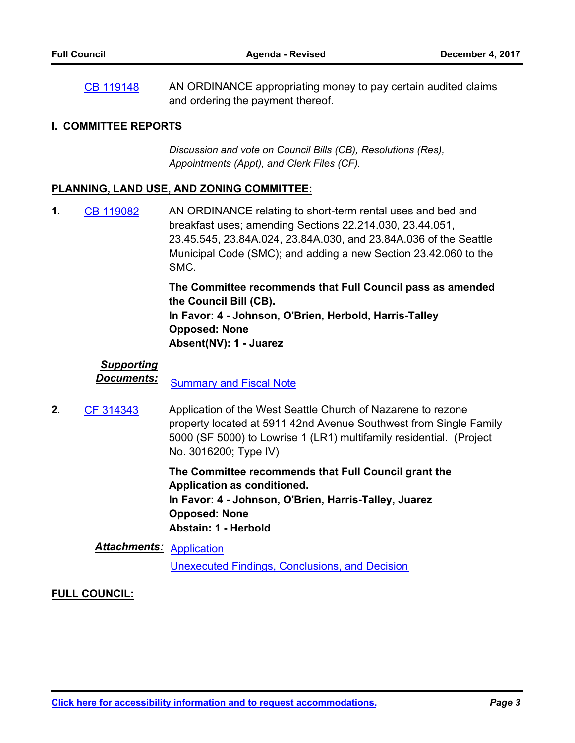CB 119148 AN ORDINANCE appropriating money to pay certain audited claims and ordering the payment thereof.

## I. COMMITTEE REPORTS

*Discussion and vote on Council Bills (CB), Resolutions (Res), Appointments (Appt), and Clerk Files (CF).*

### PLANNING, LAND USE, AND ZONING COMMITTEE:

**1.** CB 119082 AN ORDINANCE relating to short-term rental uses and bed and breakfast uses; amending Sections 22.214.030, 23.44.051, 23.45.545, 23.84A.024, 23.84A.030, and 23.84A.036 of the Seattle Municipal Code (SMC); and adding a new Section 23.42.060 to the SMC.

**The Committee recommends that Full Council pass as amended the Council Bill (CB).**
**In Favor: 4 - Johnson, O'Brien, Herbold, Harris-Talley**
**Opposed: None**
**Absent(NV): 1 - Juarez**

***Supporting Documents:*** Summary and Fiscal Note

**2.** CF 314343 Application of the West Seattle Church of Nazarene to rezone property located at 5911 42nd Avenue Southwest from Single Family 5000 (SF 5000) to Lowrise 1 (LR1) multifamily residential. (Project No. 3016200; Type IV)

**The Committee recommends that Full Council grant the Application as conditioned.**
**In Favor: 4 - Johnson, O'Brien, Harris-Talley, Juarez**
**Opposed: None**
**Abstain: 1 - Herbold**

***Attachments:*** Application
Unexecuted Findings, Conclusions, and Decision

### FULL COUNCIL: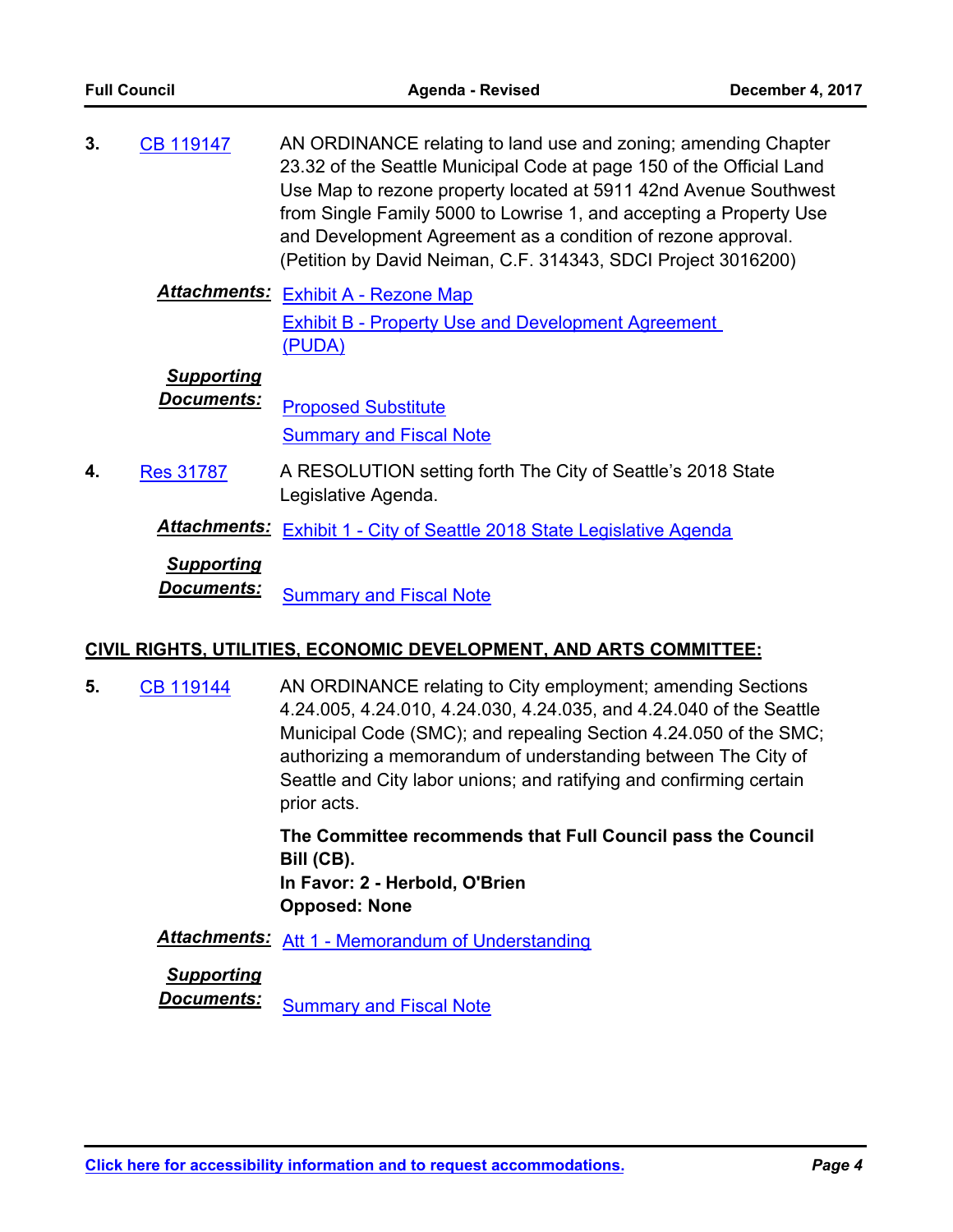**3.** CB 119147

AN ORDINANCE relating to land use and zoning; amending Chapter 23.32 of the Seattle Municipal Code at page 150 of the Official Land Use Map to rezone property located at 5911 42nd Avenue Southwest from Single Family 5000 to Lowrise 1, and accepting a Property Use and Development Agreement as a condition of rezone approval. (Petition by David Neiman, C.F. 314343, SDCI Project 3016200)

***Attachments:*** Exhibit A - Rezone Map
Exhibit B - Property Use and Development Agreement (PUDA)

***Supporting Documents:*** Proposed Substitute
Summary and Fiscal Note

**4.** Res 31787

A RESOLUTION setting forth The City of Seattle's 2018 State Legislative Agenda.

***Attachments:*** Exhibit 1 - City of Seattle 2018 State Legislative Agenda

***Supporting Documents:*** Summary and Fiscal Note

## CIVIL RIGHTS, UTILITIES, ECONOMIC DEVELOPMENT, AND ARTS COMMITTEE:

**5.** CB 119144

AN ORDINANCE relating to City employment; amending Sections 4.24.005, 4.24.010, 4.24.030, 4.24.035, and 4.24.040 of the Seattle Municipal Code (SMC); and repealing Section 4.24.050 of the SMC; authorizing a memorandum of understanding between The City of Seattle and City labor unions; and ratifying and confirming certain prior acts.

**The Committee recommends that Full Council pass the Council Bill (CB).**
**In Favor: 2 - Herbold, O'Brien**
**Opposed: None**

***Attachments:*** Att 1 - Memorandum of Understanding

***Supporting Documents:*** Summary and Fiscal Note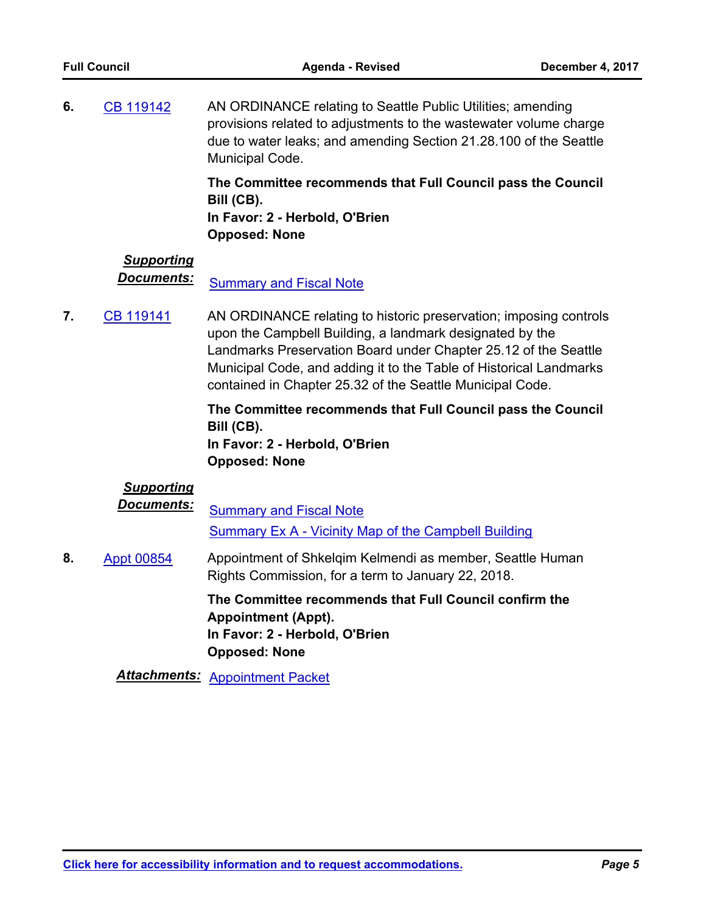**6.** CB 119142

AN ORDINANCE relating to Seattle Public Utilities; amending provisions related to adjustments to the wastewater volume charge due to water leaks; and amending Section 21.28.100 of the Seattle Municipal Code.

**The Committee recommends that Full Council pass the Council Bill (CB).**
**In Favor: 2 - Herbold, O'Brien**
**Opposed: None**

***Supporting Documents:*** Summary and Fiscal Note

**7.** CB 119141

AN ORDINANCE relating to historic preservation; imposing controls upon the Campbell Building, a landmark designated by the Landmarks Preservation Board under Chapter 25.12 of the Seattle Municipal Code, and adding it to the Table of Historical Landmarks contained in Chapter 25.32 of the Seattle Municipal Code.

**The Committee recommends that Full Council pass the Council Bill (CB).**
**In Favor: 2 - Herbold, O'Brien**
**Opposed: None**

***Supporting Documents:*** Summary and Fiscal Note
Summary Ex A - Vicinity Map of the Campbell Building

**8.** Appt 00854

Appointment of Shkelqim Kelmendi as member, Seattle Human Rights Commission, for a term to January 22, 2018.

**The Committee recommends that Full Council confirm the Appointment (Appt).**
**In Favor: 2 - Herbold, O'Brien**
**Opposed: None**

***Attachments:*** Appointment Packet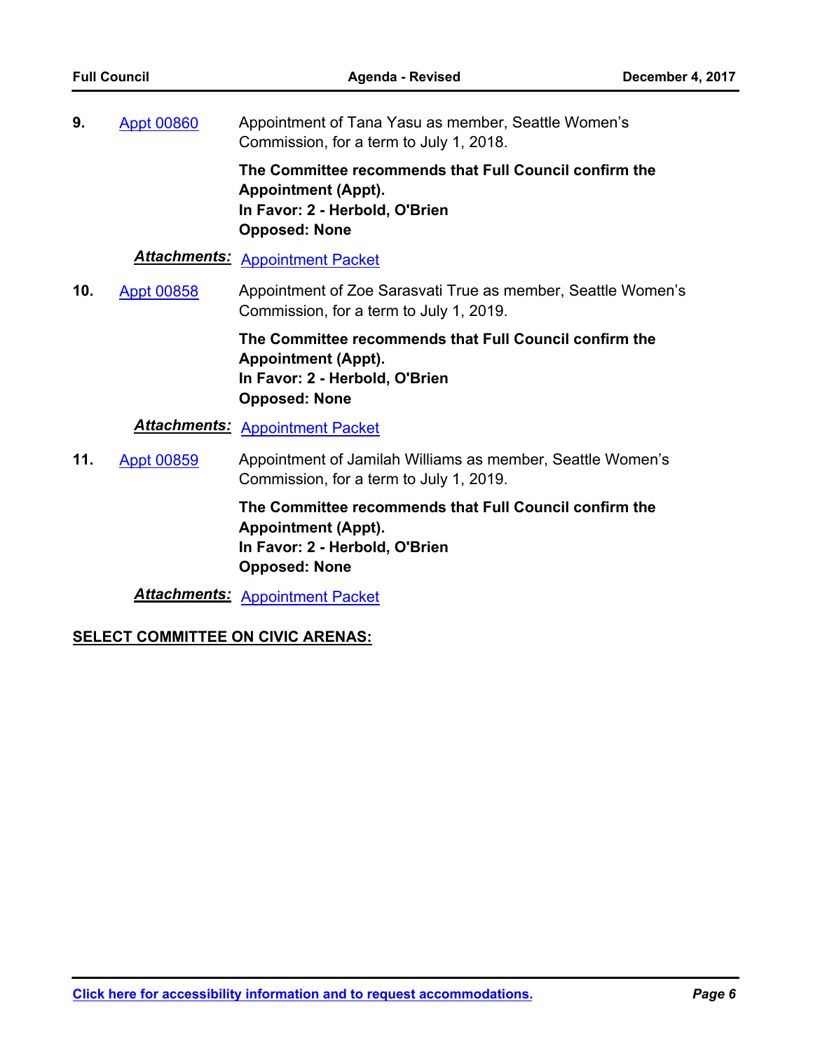**9.** Appt 00860 — Appointment of Tana Yasu as member, Seattle Women's Commission, for a term to July 1, 2018.

**The Committee recommends that Full Council confirm the Appointment (Appt).**
**In Favor: 2 - Herbold, O'Brien**
**Opposed: None**

***Attachments:*** Appointment Packet

**10.** Appt 00858 — Appointment of Zoe Sarasvati True as member, Seattle Women's Commission, for a term to July 1, 2019.

**The Committee recommends that Full Council confirm the Appointment (Appt).**
**In Favor: 2 - Herbold, O'Brien**
**Opposed: None**

***Attachments:*** Appointment Packet

**11.** Appt 00859 — Appointment of Jamilah Williams as member, Seattle Women's Commission, for a term to July 1, 2019.

**The Committee recommends that Full Council confirm the Appointment (Appt).**
**In Favor: 2 - Herbold, O'Brien**
**Opposed: None**

***Attachments:*** Appointment Packet

**SELECT COMMITTEE ON CIVIC ARENAS:**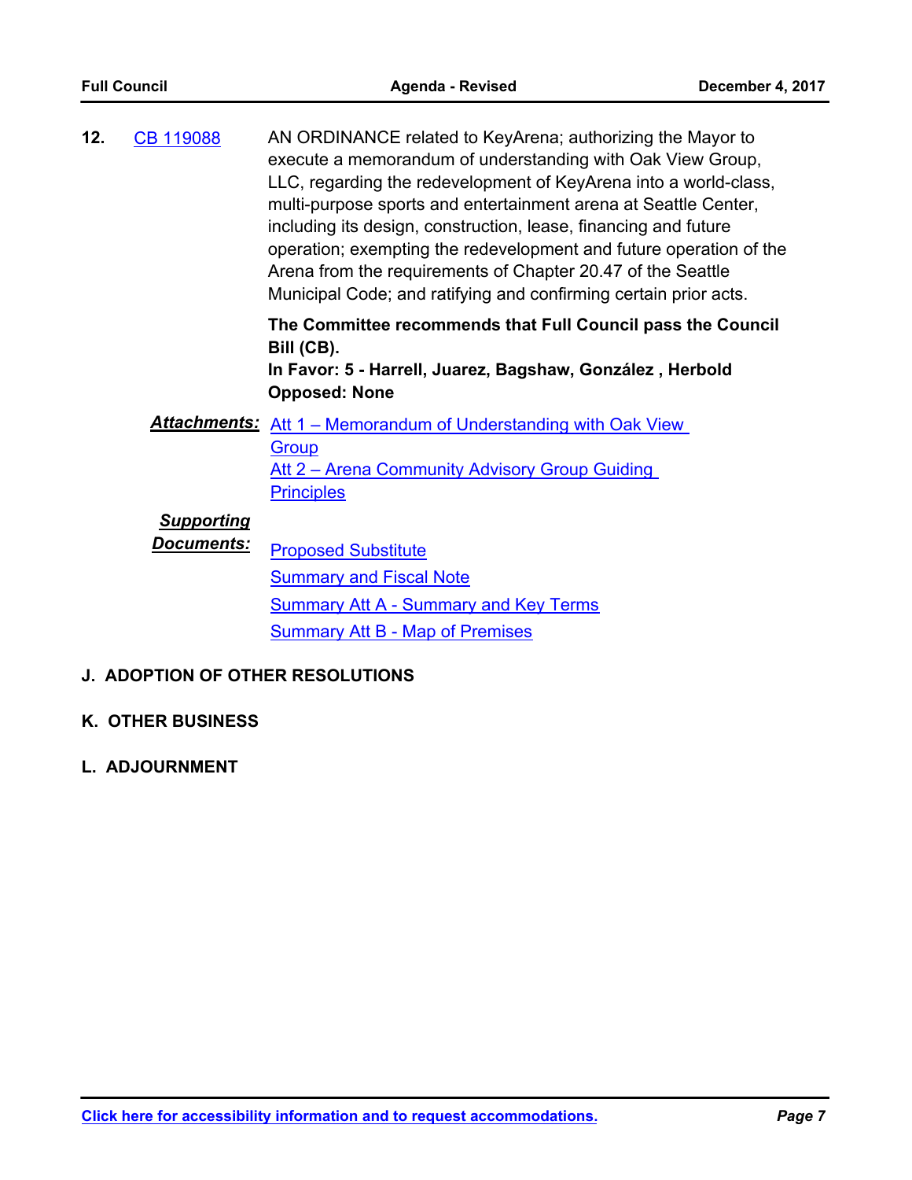**12.** CB 119088

AN ORDINANCE related to KeyArena; authorizing the Mayor to execute a memorandum of understanding with Oak View Group, LLC, regarding the redevelopment of KeyArena into a world-class, multi-purpose sports and entertainment arena at Seattle Center, including its design, construction, lease, financing and future operation; exempting the redevelopment and future operation of the Arena from the requirements of Chapter 20.47 of the Seattle Municipal Code; and ratifying and confirming certain prior acts.

**The Committee recommends that Full Council pass the Council Bill (CB).**
**In Favor: 5 - Harrell, Juarez, Bagshaw, González , Herbold**
**Opposed: None**

***Attachments:*** Att 1 – Memorandum of Understanding with Oak View Group
Att 2 – Arena Community Advisory Group Guiding Principles

***Supporting Documents:*** Proposed Substitute
Summary and Fiscal Note
Summary Att A - Summary and Key Terms
Summary Att B - Map of Premises

## J. ADOPTION OF OTHER RESOLUTIONS

## K. OTHER BUSINESS

## L. ADJOURNMENT

**Click here for accessibility information and to request accommodations.**